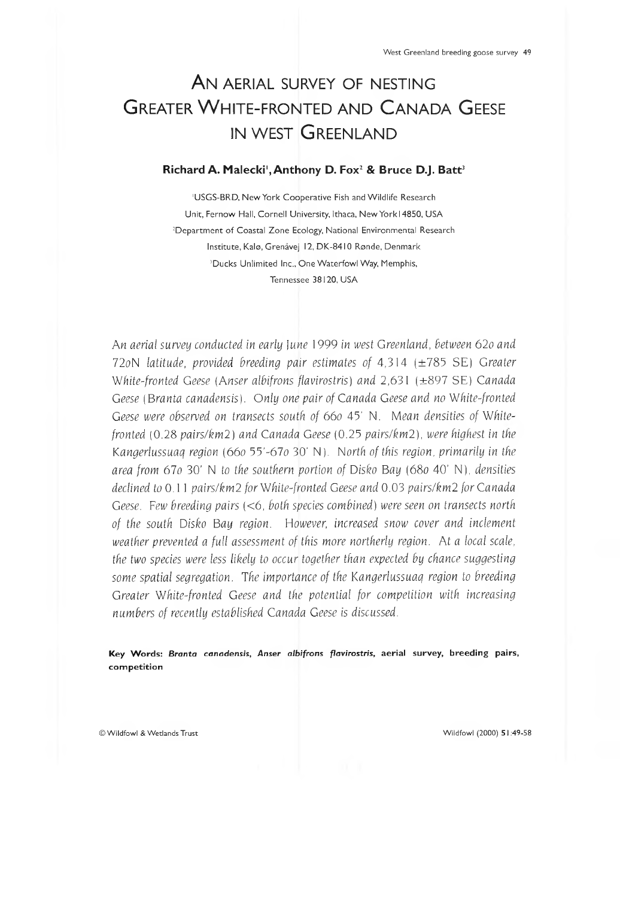# An aerial survey of nesting Greater White-fronted and Canada Geese in west Greenland

**Richard A. Malecki[1], Anthony D. Fox[2] & Bruce D.J. Batt[3]**

[1]USGS-BRD, New York Cooperative Fish and Wildlife Research Unit, Fernow Hall, Cornell University, Ithaca, New York 14850, USA

[2]Department of Coastal Zone Ecology, National Environmental Research Institute, Kalø, Grenåvej 12, DK-8410 Rønde, Denmark

[3]Ducks Unlimited Inc., One Waterfowl Way, Memphis, Tennessee 38120, USA

*An aerial survey conducted in early June 1999 in west Greenland, between 62o and 72oN latitude, provided breeding pair estimates of 4,314 (±785 SE) Greater White-fronted Geese (Anser albifrons flavirostris) and 2,631 (±897 SE) Canada Geese (Branta canadensis). Only one pair of Canada Geese and no White-fronted Geese were observed on transects south of 66o 45' N. Mean densities of White-fronted (0.28 pairs/km2) and Canada Geese (0.25 pairs/km2), were highest in the Kangerlussuaq region (66o 55'-67o 30' N). North of this region, primarily in the area from 67o 30' N to the southern portion of Disko Bay (68o 40' N), densities declined to 0.11 pairs/km2 for White-fronted Geese and 0.03 pairs/km2 for Canada Geese. Few breeding pairs (<6, both species combined) were seen on transects north of the south Disko Bay region. However, increased snow cover and inclement weather prevented a full assessment of this more northerly region. At a local scale, the two species were less likely to occur together than expected by chance suggesting some spatial segregation. The importance of the Kangerlussuaq region to breeding Greater White-fronted Geese and the potential for competition with increasing numbers of recently established Canada Geese is discussed.*

**Key Words:** ***Branta canadensis*, *Anser albifrons flavirostris*, aerial survey, breeding pairs, competition**

© Wildfowl & Wetlands Trust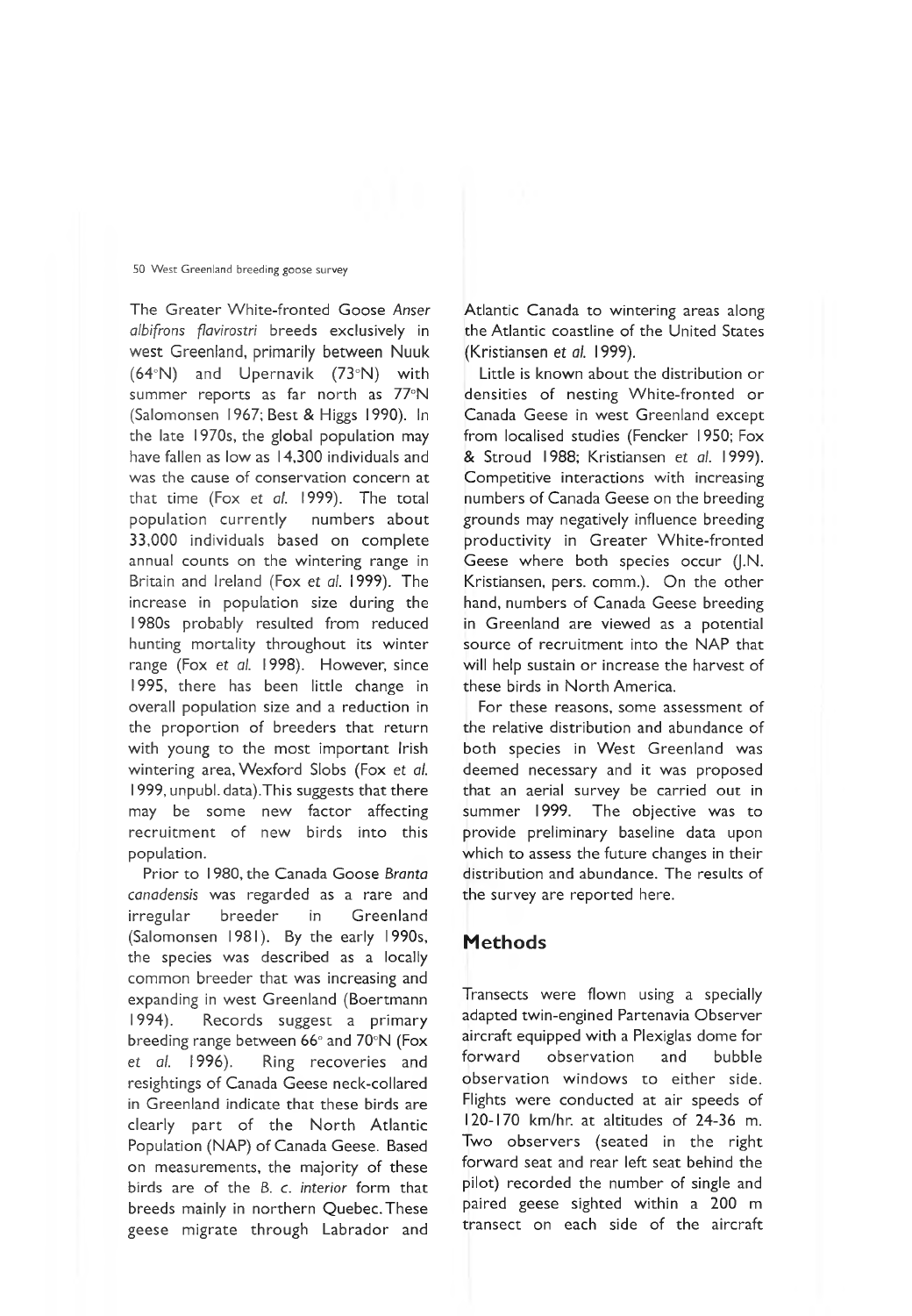The Greater White-fronted Goose *Anser albifrons flavirostri* breeds exclusively in west Greenland, primarily between Nuuk (64°N) and Upernavik (73°N) with summer reports as far north as 77°N (Salomonsen 1967; Best & Higgs 1990). In the late 1970s, the global population may have fallen as low as 14,300 individuals and was the cause of conservation concern at that time (Fox *et al.* 1999). The total population currently numbers about 33,000 individuals based on complete annual counts on the wintering range in Britain and Ireland (Fox *et al.* 1999). The increase in population size during the 1980s probably resulted from reduced hunting mortality throughout its winter range (Fox *et al.* 1998). However, since 1995, there has been little change in overall population size and a reduction in the proportion of breeders that return with young to the most important Irish wintering area, Wexford Slobs (Fox *et al.* 1999, unpubl. data). This suggests that there may be some new factor affecting recruitment of new birds into this population.

Prior to 1980, the Canada Goose *Branta canadensis* was regarded as a rare and irregular breeder in Greenland (Salomonsen 1981). By the early 1990s, the species was described as a locally common breeder that was increasing and expanding in west Greenland (Boertmann 1994). Records suggest a primary breeding range between 66° and 70°N (Fox *et al.* 1996). Ring recoveries and resightings of Canada Geese neck-collared in Greenland indicate that these birds are clearly part of the North Atlantic Population (NAP) of Canada Geese. Based on measurements, the majority of these birds are of the *B. c. interior* form that breeds mainly in northern Quebec. These geese migrate through Labrador and Atlantic Canada to wintering areas along the Atlantic coastline of the United States (Kristiansen *et al.* 1999).

Little is known about the distribution or densities of nesting White-fronted or Canada Geese in west Greenland except from localised studies (Fencker 1950; Fox & Stroud 1988; Kristiansen *et al.* 1999). Competitive interactions with increasing numbers of Canada Geese on the breeding grounds may negatively influence breeding productivity in Greater White-fronted Geese where both species occur (J.N. Kristiansen, pers. comm.). On the other hand, numbers of Canada Geese breeding in Greenland are viewed as a potential source of recruitment into the NAP that will help sustain or increase the harvest of these birds in North America.

For these reasons, some assessment of the relative distribution and abundance of both species in West Greenland was deemed necessary and it was proposed that an aerial survey be carried out in summer 1999. The objective was to provide preliminary baseline data upon which to assess the future changes in their distribution and abundance. The results of the survey are reported here.

## Methods

Transects were flown using a specially adapted twin-engined Partenavia Observer aircraft equipped with a Plexiglas dome for forward observation and bubble observation windows to either side. Flights were conducted at air speeds of 120-170 km/hr. at altitudes of 24-36 m. Two observers (seated in the right forward seat and rear left seat behind the pilot) recorded the number of single and paired geese sighted within a 200 m transect on each side of the aircraft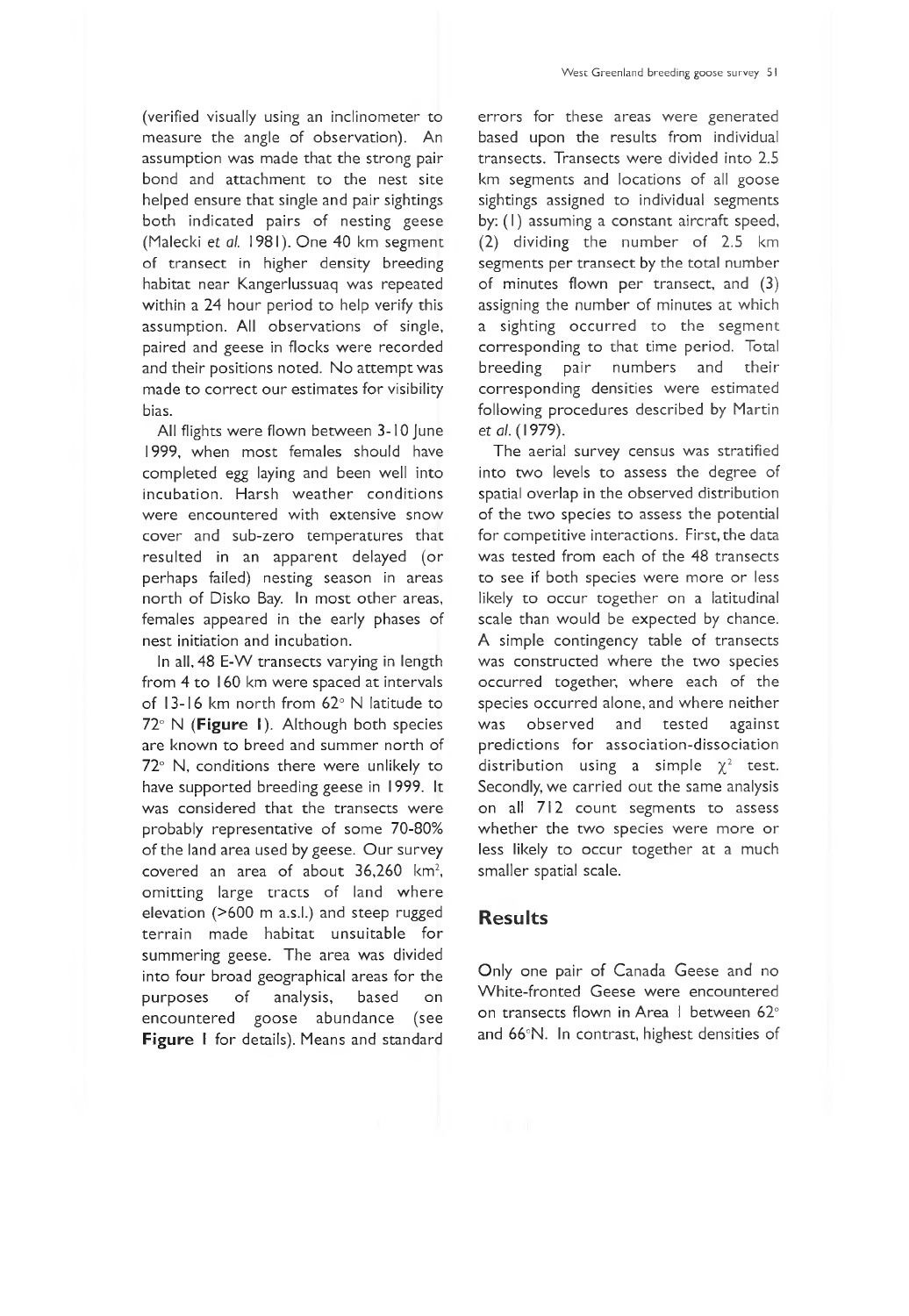(verified visually using an inclinometer to measure the angle of observation). An assumption was made that the strong pair bond and attachment to the nest site helped ensure that single and pair sightings both indicated pairs of nesting geese (Malecki *et al.* 1981). One 40 km segment of transect in higher density breeding habitat near Kangerlussuaq was repeated within a 24 hour period to help verify this assumption. All observations of single, paired and geese in flocks were recorded and their positions noted. No attempt was made to correct our estimates for visibility bias.

All flights were flown between 3-10 June 1999, when most females should have completed egg laying and been well into incubation. Harsh weather conditions were encountered with extensive snow cover and sub-zero temperatures that resulted in an apparent delayed (or perhaps failed) nesting season in areas north of Disko Bay. In most other areas, females appeared in the early phases of nest initiation and incubation.

In all, 48 E-W transects varying in length from 4 to 160 km were spaced at intervals of 13-16 km north from 62° N latitude to 72° N (**Figure 1**). Although both species are known to breed and summer north of 72° N, conditions there were unlikely to have supported breeding geese in 1999. It was considered that the transects were probably representative of some 70-80% of the land area used by geese. Our survey covered an area of about 36,260 km$^2$, omitting large tracts of land where elevation (>600 m a.s.l.) and steep rugged terrain made habitat unsuitable for summering geese. The area was divided into four broad geographical areas for the purposes of analysis, based on encountered goose abundance (see **Figure 1** for details). Means and standard errors for these areas were generated based upon the results from individual transects. Transects were divided into 2.5 km segments and locations of all goose sightings assigned to individual segments by: (1) assuming a constant aircraft speed, (2) dividing the number of 2.5 km segments per transect by the total number of minutes flown per transect, and (3) assigning the number of minutes at which a sighting occurred to the segment corresponding to that time period. Total breeding pair numbers and their corresponding densities were estimated following procedures described by Martin *et al.* (1979).

The aerial survey census was stratified into two levels to assess the degree of spatial overlap in the observed distribution of the two species to assess the potential for competitive interactions. First, the data was tested from each of the 48 transects to see if both species were more or less likely to occur together on a latitudinal scale than would be expected by chance. A simple contingency table of transects was constructed where the two species occurred together, where each of the species occurred alone, and where neither was observed and tested against predictions for association-dissociation distribution using a simple $\chi^2$ test. Secondly, we carried out the same analysis on all 712 count segments to assess whether the two species were more or less likely to occur together at a much smaller spatial scale.

## Results

Only one pair of Canada Geese and no White-fronted Geese were encountered on transects flown in Area 1 between 62° and 66°N. In contrast, highest densities of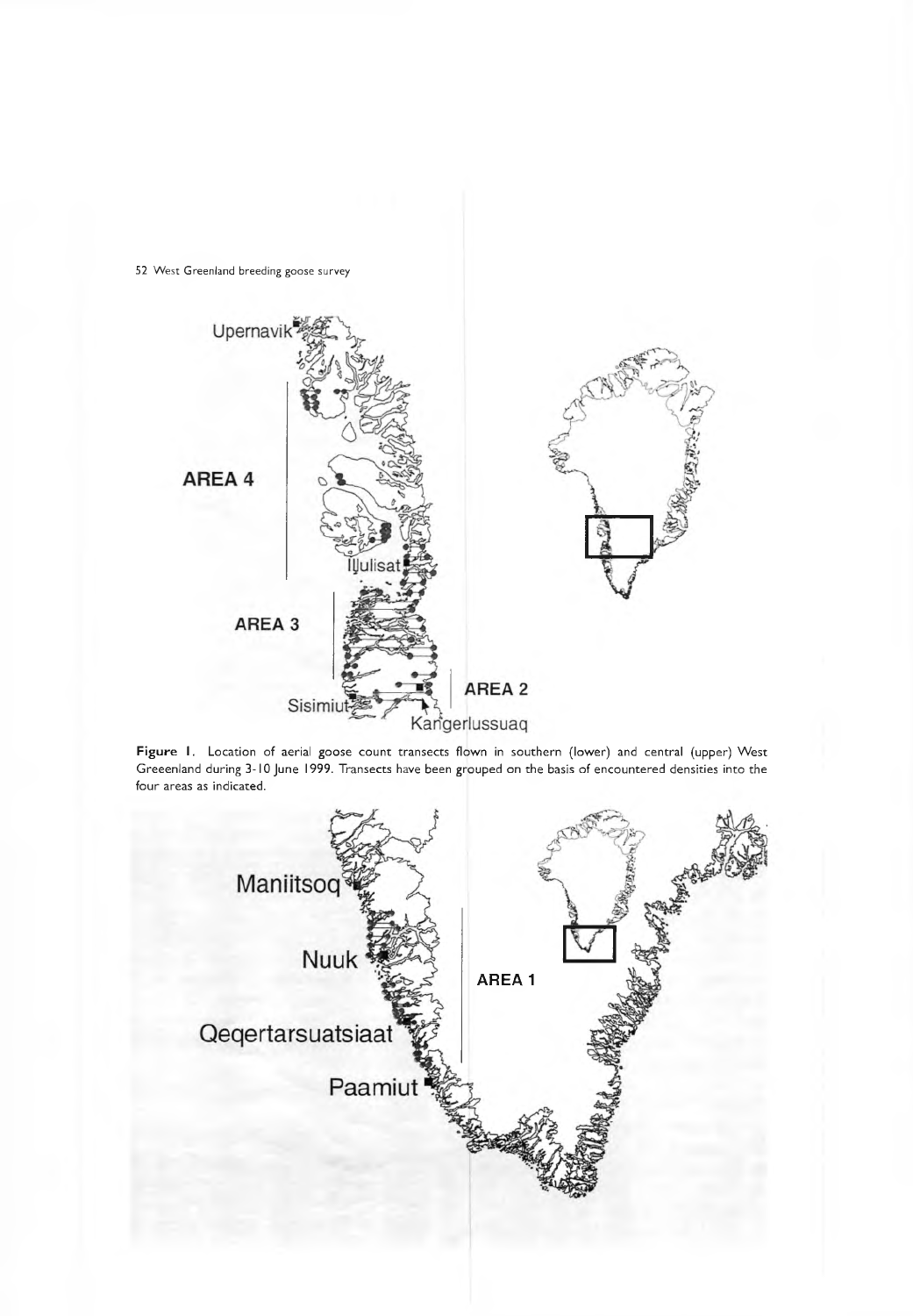**Figure 1.** Location of aerial goose count transects flown in southern (lower) and central (upper) West Greeenland during 3-10 June 1999. Transects have been grouped on the basis of encountered densities into the four areas as indicated.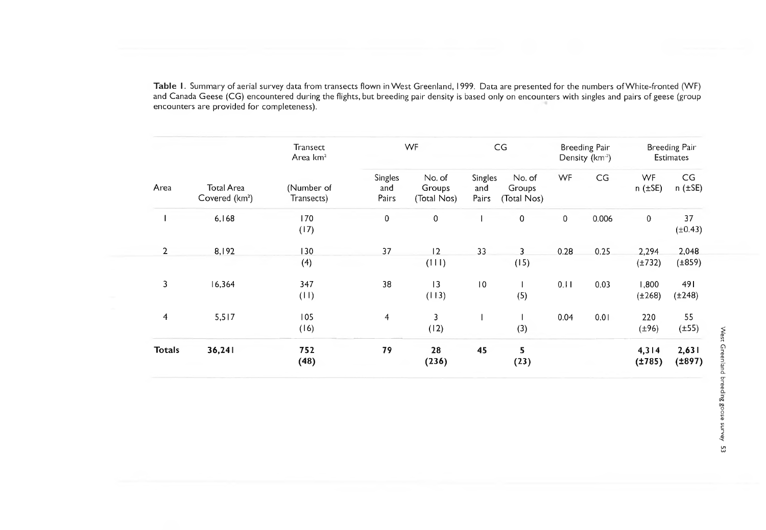**Table 1**. Summary of aerial survey data from transects flown in West Greenland, 1999. Data are presented for the numbers of White-fronted (WF) and Canada Geese (CG) encountered during the flights, but breeding pair density is based only on encounters with singles and pairs of geese (group encounters are provided for completeness).

| Area | Total Area Covered (km²) | Transect Area km² (Number of Transects) | WF | | CG | | Breeding Pair Density (km⁻²) | | Breeding Pair Estimates | |
|---|---|---|---|---|---|---|---|---|---|---|
| | | | Singles and Pairs | No. of Groups (Total Nos) | Singles and Pairs | No. of Groups (Total Nos) | WF | CG | WF n (±SE) | CG n (±SE) |
| 1 | 6,168 | 170 (17) | 0 | 0 | 1 | 0 | 0 | 0.006 | 0 | 37 (±0.43) |
| 2 | 8,192 | 130 (4) | 37 | 12 (111) | 33 | 3 (15) | 0.28 | 0.25 | 2,294 (±732) | 2,048 (±859) |
| 3 | 16,364 | 347 (11) | 38 | 13 (113) | 10 | 1 (5) | 0.11 | 0.03 | 1,800 (±268) | 491 (±248) |
| 4 | 5,517 | 105 (16) | 4 | 3 (12) | 1 | 1 (3) | 0.04 | 0.01 | 220 (±96) | 55 (±55) |
| **Totals** | **36,241** | **752 (48)** | **79** | **28 (236)** | **45** | **5 (23)** | | | **4,314 (±785)** | **2,631 (±897)** |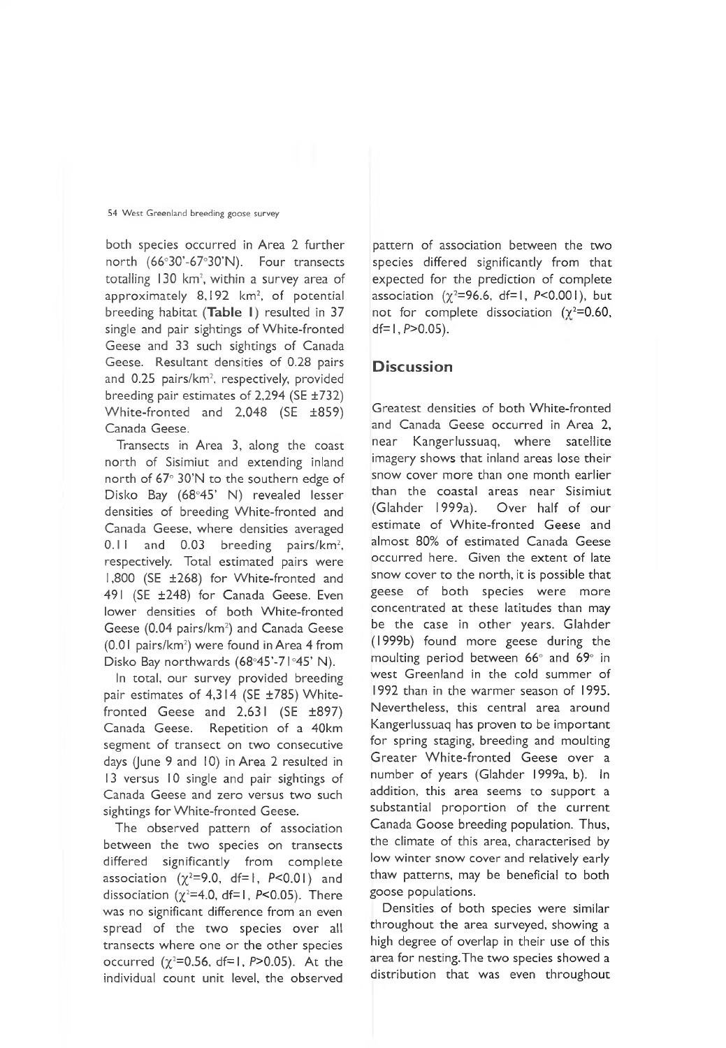both species occurred in Area 2 further north (66°30'-67°30'N). Four transects totalling 130 km$^2$, within a survey area of approximately 8,192 km$^2$, of potential breeding habitat (**Table 1**) resulted in 37 single and pair sightings of White-fronted Geese and 33 such sightings of Canada Geese. Resultant densities of 0.28 pairs and 0.25 pairs/km$^2$, respectively, provided breeding pair estimates of 2,294 (SE ±732) White-fronted and 2,048 (SE ±859) Canada Geese.

Transects in Area 3, along the coast north of Sisimiut and extending inland north of 67° 30'N to the southern edge of Disko Bay (68°45' N) revealed lesser densities of breeding White-fronted and Canada Geese, where densities averaged 0.11 and 0.03 breeding pairs/km$^2$, respectively. Total estimated pairs were 1,800 (SE ±268) for White-fronted and 491 (SE ±248) for Canada Geese. Even lower densities of both White-fronted Geese (0.04 pairs/km$^2$) and Canada Geese (0.01 pairs/km$^2$) were found in Area 4 from Disko Bay northwards (68°45'-71°45' N).

In total, our survey provided breeding pair estimates of 4,314 (SE ±785) White-fronted Geese and 2,631 (SE ±897) Canada Geese. Repetition of a 40km segment of transect on two consecutive days (June 9 and 10) in Area 2 resulted in 13 versus 10 single and pair sightings of Canada Geese and zero versus two such sightings for White-fronted Geese.

The observed pattern of association between the two species on transects differed significantly from complete association ($\chi^2$=9.0, df=1, $P$<0.01) and dissociation ($\chi^2$=4.0, df=1, $P$<0.05). There was no significant difference from an even spread of the two species over all transects where one or the other species occurred ($\chi^2$=0.56, df=1, $P$>0.05). At the individual count unit level, the observed pattern of association between the two species differed significantly from that expected for the prediction of complete association ($\chi^2$=96.6, df=1, $P$<0.001), but not for complete dissociation ($\chi^2$=0.60, df=1, $P$>0.05).

## Discussion

Greatest densities of both White-fronted and Canada Geese occurred in Area 2, near Kangerlussuaq, where satellite imagery shows that inland areas lose their snow cover more than one month earlier than the coastal areas near Sisimiut (Glahder 1999a). Over half of our estimate of White-fronted Geese and almost 80% of estimated Canada Geese occurred here. Given the extent of late snow cover to the north, it is possible that geese of both species were more concentrated at these latitudes than may be the case in other years. Glahder (1999b) found more geese during the moulting period between 66° and 69° in west Greenland in the cold summer of 1992 than in the warmer season of 1995. Nevertheless, this central area around Kangerlussuaq has proven to be important for spring staging, breeding and moulting Greater White-fronted Geese over a number of years (Glahder 1999a, b). In addition, this area seems to support a substantial proportion of the current Canada Goose breeding population. Thus, the climate of this area, characterised by low winter snow cover and relatively early thaw patterns, may be beneficial to both goose populations.

Densities of both species were similar throughout the area surveyed, showing a high degree of overlap in their use of this area for nesting. The two species showed a distribution that was even throughout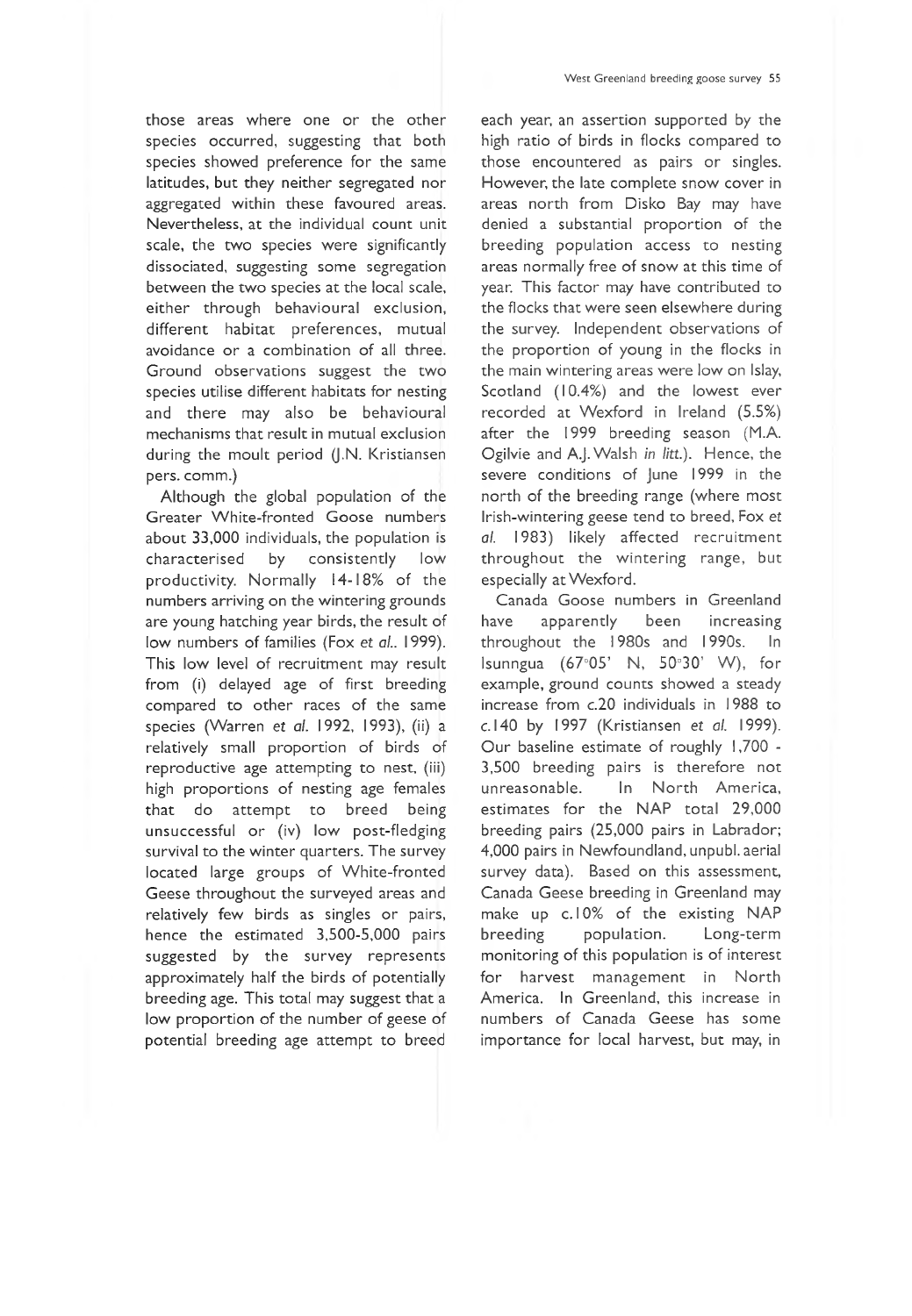those areas where one or the other species occurred, suggesting that both species showed preference for the same latitudes, but they neither segregated nor aggregated within these favoured areas. Nevertheless, at the individual count unit scale, the two species were significantly dissociated, suggesting some segregation between the two species at the local scale, either through behavioural exclusion, different habitat preferences, mutual avoidance or a combination of all three. Ground observations suggest the two species utilise different habitats for nesting and there may also be behavioural mechanisms that result in mutual exclusion during the moult period (J.N. Kristiansen pers. comm.)

Although the global population of the Greater White-fronted Goose numbers about 33,000 individuals, the population is characterised by consistently low productivity. Normally 14-18% of the numbers arriving on the wintering grounds are young hatching year birds, the result of low numbers of families (Fox *et al.*. 1999). This low level of recruitment may result from (i) delayed age of first breeding compared to other races of the same species (Warren *et al.* 1992, 1993), (ii) a relatively small proportion of birds of reproductive age attempting to nest, (iii) high proportions of nesting age females that do attempt to breed being unsuccessful or (iv) low post-fledging survival to the winter quarters. The survey located large groups of White-fronted Geese throughout the surveyed areas and relatively few birds as singles or pairs, hence the estimated 3,500-5,000 pairs suggested by the survey represents approximately half the birds of potentially breeding age. This total may suggest that a low proportion of the number of geese of potential breeding age attempt to breed each year, an assertion supported by the high ratio of birds in flocks compared to those encountered as pairs or singles. However, the late complete snow cover in areas north from Disko Bay may have denied a substantial proportion of the breeding population access to nesting areas normally free of snow at this time of year. This factor may have contributed to the flocks that were seen elsewhere during the survey. Independent observations of the proportion of young in the flocks in the main wintering areas were low on Islay, Scotland (10.4%) and the lowest ever recorded at Wexford in Ireland (5.5%) after the 1999 breeding season (M.A. Ogilvie and A.J. Walsh *in litt.*). Hence, the severe conditions of June 1999 in the north of the breeding range (where most Irish-wintering geese tend to breed, Fox *et al.* 1983) likely affected recruitment throughout the wintering range, but especially at Wexford.

Canada Goose numbers in Greenland have apparently been increasing throughout the 1980s and 1990s. In Isunngua (67°05' N, 50°30' W), for example, ground counts showed a steady increase from c.20 individuals in 1988 to c.140 by 1997 (Kristiansen *et al.* 1999). Our baseline estimate of roughly 1,700 - 3,500 breeding pairs is therefore not unreasonable. In North America, estimates for the NAP total 29,000 breeding pairs (25,000 pairs in Labrador; 4,000 pairs in Newfoundland, unpubl. aerial survey data). Based on this assessment, Canada Geese breeding in Greenland may make up c.10% of the existing NAP breeding population. Long-term monitoring of this population is of interest for harvest management in North America. In Greenland, this increase in numbers of Canada Geese has some importance for local harvest, but may, in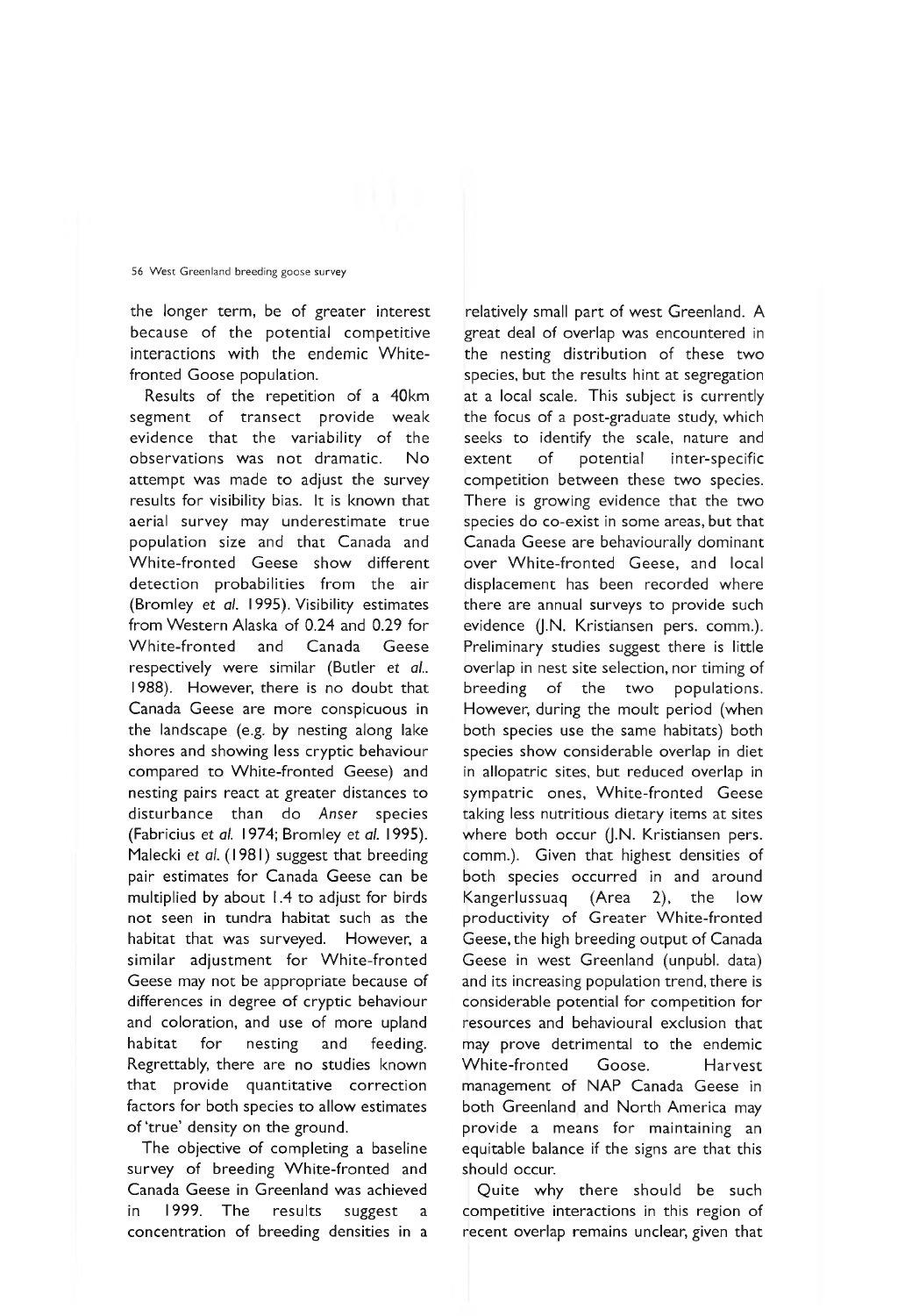the longer term, be of greater interest because of the potential competitive interactions with the endemic White-fronted Goose population.

Results of the repetition of a 40km segment of transect provide weak evidence that the variability of the observations was not dramatic. No attempt was made to adjust the survey results for visibility bias. It is known that aerial survey may underestimate true population size and that Canada and White-fronted Geese show different detection probabilities from the air (Bromley *et al.* 1995). Visibility estimates from Western Alaska of 0.24 and 0.29 for White-fronted and Canada Geese respectively were similar (Butler *et al.*. 1988). However, there is no doubt that Canada Geese are more conspicuous in the landscape (e.g. by nesting along lake shores and showing less cryptic behaviour compared to White-fronted Geese) and nesting pairs react at greater distances to disturbance than do *Anser* species (Fabricius *et al.* 1974; Bromley *et al.* 1995). Malecki *et al.* (1981) suggest that breeding pair estimates for Canada Geese can be multiplied by about 1.4 to adjust for birds not seen in tundra habitat such as the habitat that was surveyed. However, a similar adjustment for White-fronted Geese may not be appropriate because of differences in degree of cryptic behaviour and coloration, and use of more upland habitat for nesting and feeding. Regrettably, there are no studies known that provide quantitative correction factors for both species to allow estimates of 'true' density on the ground.

The objective of completing a baseline survey of breeding White-fronted and Canada Geese in Greenland was achieved in 1999. The results suggest a concentration of breeding densities in a relatively small part of west Greenland. A great deal of overlap was encountered in the nesting distribution of these two species, but the results hint at segregation at a local scale. This subject is currently the focus of a post-graduate study, which seeks to identify the scale, nature and extent of potential inter-specific competition between these two species. There is growing evidence that the two species do co-exist in some areas, but that Canada Geese are behaviourally dominant over White-fronted Geese, and local displacement has been recorded where there are annual surveys to provide such evidence (J.N. Kristiansen pers. comm.). Preliminary studies suggest there is little overlap in nest site selection, nor timing of breeding of the two populations. However, during the moult period (when both species use the same habitats) both species show considerable overlap in diet in allopatric sites, but reduced overlap in sympatric ones, White-fronted Geese taking less nutritious dietary items at sites where both occur (J.N. Kristiansen pers. comm.). Given that highest densities of both species occurred in and around Kangerlussuaq (Area 2), the low productivity of Greater White-fronted Geese, the high breeding output of Canada Geese in west Greenland (unpubl. data) and its increasing population trend, there is considerable potential for competition for resources and behavioural exclusion that may prove detrimental to the endemic White-fronted Goose. Harvest management of NAP Canada Geese in both Greenland and North America may provide a means for maintaining an equitable balance if the signs are that this should occur.

Quite why there should be such competitive interactions in this region of recent overlap remains unclear, given that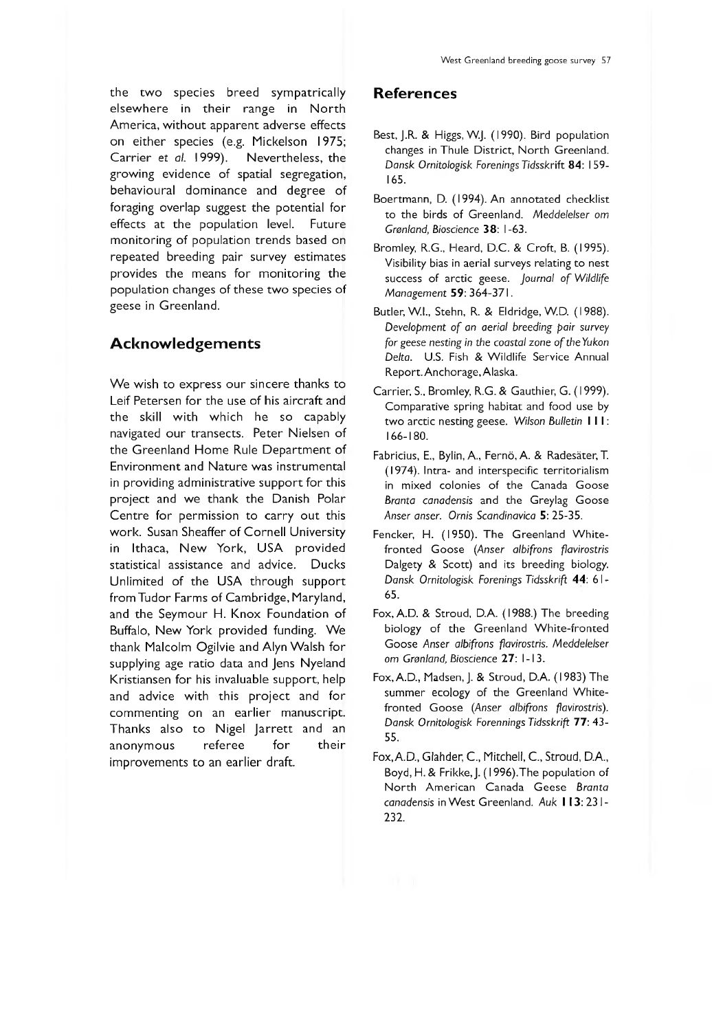the two species breed sympatrically elsewhere in their range in North America, without apparent adverse effects on either species (e.g. Mickelson 1975; Carrier *et al.* 1999). Nevertheless, the growing evidence of spatial segregation, behavioural dominance and degree of foraging overlap suggest the potential for effects at the population level. Future monitoring of population trends based on repeated breeding pair survey estimates provides the means for monitoring the population changes of these two species of geese in Greenland.

## Acknowledgements

We wish to express our sincere thanks to Leif Petersen for the use of his aircraft and the skill with which he so capably navigated our transects. Peter Nielsen of the Greenland Home Rule Department of Environment and Nature was instrumental in providing administrative support for this project and we thank the Danish Polar Centre for permission to carry out this work. Susan Sheaffer of Cornell University in Ithaca, New York, USA provided statistical assistance and advice. Ducks Unlimited of the USA through support from Tudor Farms of Cambridge, Maryland, and the Seymour H. Knox Foundation of Buffalo, New York provided funding. We thank Malcolm Ogilvie and Alyn Walsh for supplying age ratio data and Jens Nyeland Kristiansen for his invaluable support, help and advice with this project and for commenting on an earlier manuscript. Thanks also to Nigel Jarrett and an anonymous referee for their improvements to an earlier draft.

## References

Best, J.R. & Higgs, W.J. (1990). Bird population changes in Thule District, North Greenland. *Dansk Ornitologisk Forenings Tidsskrift* **84**: 159-165.

Boertmann, D. (1994). An annotated checklist to the birds of Greenland. *Meddelelser om Grønland, Bioscience* **38**: 1-63.

Bromley, R.G., Heard, D.C. & Croft, B. (1995). Visibility bias in aerial surveys relating to nest success of arctic geese. *Journal of Wildlife Management* **59**: 364-371.

Butler, W.I., Stehn, R. & Eldridge, W.D. (1988). *Development of an aerial breeding pair survey for geese nesting in the coastal zone of the Yukon Delta.* U.S. Fish & Wildlife Service Annual Report. Anchorage, Alaska.

Carrier, S., Bromley, R.G. & Gauthier, G. (1999). Comparative spring habitat and food use by two arctic nesting geese. *Wilson Bulletin* **111**: 166-180.

Fabricius, E., Bylin, A., Fernö, A. & Radesäter, T. (1974). Intra- and interspecific territorialism in mixed colonies of the Canada Goose *Branta canadensis* and the Greylag Goose *Anser anser*. *Ornis Scandinavica* **5**: 25-35.

Fencker, H. (1950). The Greenland White-fronted Goose (*Anser albifrons flavirostris* Dalgety & Scott) and its breeding biology. *Dansk Ornitologisk Forenings Tidsskrift* **44**: 61-65.

Fox, A.D. & Stroud, D.A. (1988.) The breeding biology of the Greenland White-fronted Goose *Anser albifrons flavirostris*. *Meddelelser om Grønland, Bioscience* **27**: 1-13.

Fox, A.D., Madsen, J. & Stroud, D.A. (1983) The summer ecology of the Greenland White-fronted Goose (*Anser albifrons flavirostris*). *Dansk Ornitologisk Forennings Tidsskrift* **77**: 43-55.

Fox, A.D., Glahder, C., Mitchell, C., Stroud, D.A., Boyd, H. & Frikke, J. (1996). The population of North American Canada Geese *Branta canadensis* in West Greenland. *Auk* **113**: 231-232.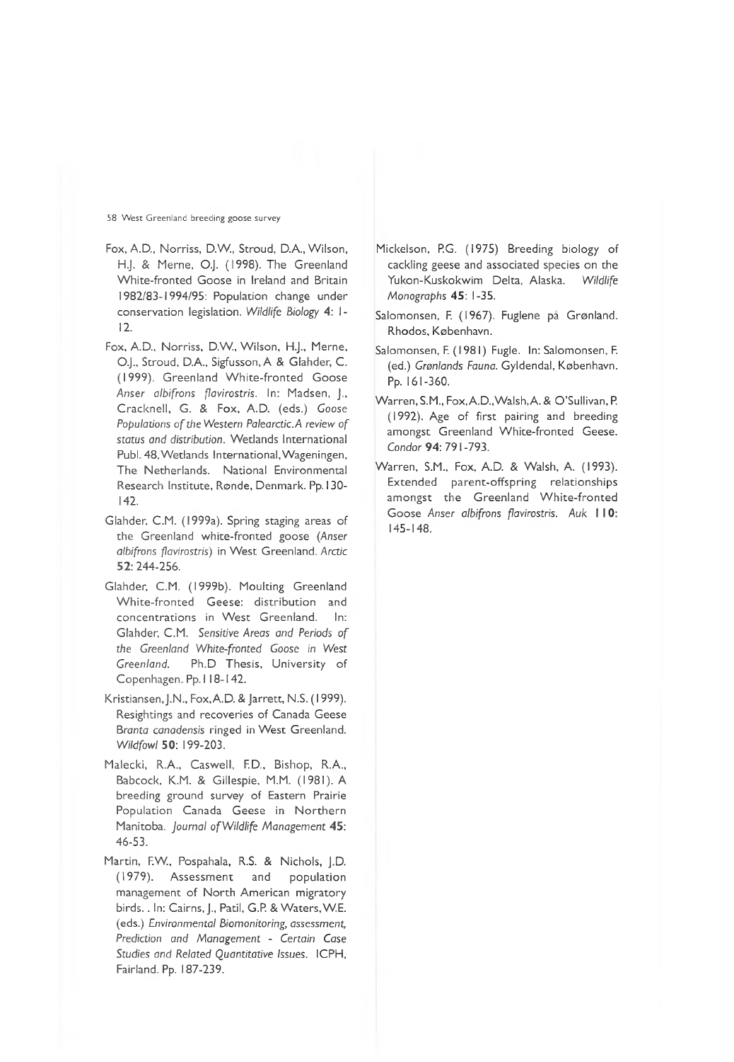Fox, A.D., Norriss, D.W., Stroud, D.A., Wilson, H.J. & Merne, O.J. (1998). The Greenland White-fronted Goose in Ireland and Britain 1982/83-1994/95: Population change under conservation legislation. *Wildlife Biology* **4**: 1-12.

Fox, A.D., Norriss, D.W., Wilson, H.J., Merne, O.J., Stroud, D.A., Sigfusson, A & Glahder, C. (1999). Greenland White-fronted Goose *Anser albifrons flavirostris*. In: Madsen, J., Cracknell, G. & Fox, A.D. (eds.) *Goose Populations of the Western Palearctic. A review of status and distribution*. Wetlands International Publ. 48, Wetlands International, Wageningen, The Netherlands. National Environmental Research Institute, Rønde, Denmark. Pp. 130-142.

Glahder, C.M. (1999a). Spring staging areas of the Greenland white-fronted goose (*Anser albifrons flavirostris*) in West Greenland. *Arctic* **52**: 244-256.

Glahder, C.M. (1999b). Moulting Greenland White-fronted Geese: distribution and concentrations in West Greenland. In: Glahder, C.M. *Sensitive Areas and Periods of the Greenland White-fronted Goose in West Greenland*. Ph.D Thesis, University of Copenhagen. Pp. 118-142.

Kristiansen, J.N., Fox, A.D. & Jarrett, N.S. (1999). Resightings and recoveries of Canada Geese *Branta canadensis* ringed in West Greenland. *Wildfowl* **50**: 199-203.

Malecki, R.A., Caswell, F.D., Bishop, R.A., Babcock, K.M. & Gillespie, M.M. (1981). A breeding ground survey of Eastern Prairie Population Canada Geese in Northern Manitoba. *Journal of Wildlife Management* **45**: 46-53.

Martin, F.W., Pospahala, R.S. & Nichols, J.D. (1979). Assessment and population management of North American migratory birds. . In: Cairns, J., Patil, G.P. & Waters, W.E. (eds.) *Environmental Biomonitoring, assessment, Prediction and Management - Certain Case Studies and Related Quantitative Issues*. ICPH, Fairland. Pp. 187-239.

Mickelson, P.G. (1975) Breeding biology of cackling geese and associated species on the Yukon-Kuskokwim Delta, Alaska. *Wildlife Monographs* **45**: 1-35.

Salomonsen, F. (1967). Fuglene på Grønland. Rhodos, København.

Salomonsen, F. (1981) Fugle. In: Salomonsen, F. (ed.) *Grønlands Fauna*. Gyldendal, København. Pp. 161-360.

Warren, S.M., Fox, A.D., Walsh, A. & O'Sullivan, P. (1992). Age of first pairing and breeding amongst Greenland White-fronted Geese. *Condor* **94**: 791-793.

Warren, S.M., Fox, A.D. & Walsh, A. (1993). Extended parent-offspring relationships amongst the Greenland White-fronted Goose *Anser albifrons flavirostris*. *Auk* **110**: 145-148.